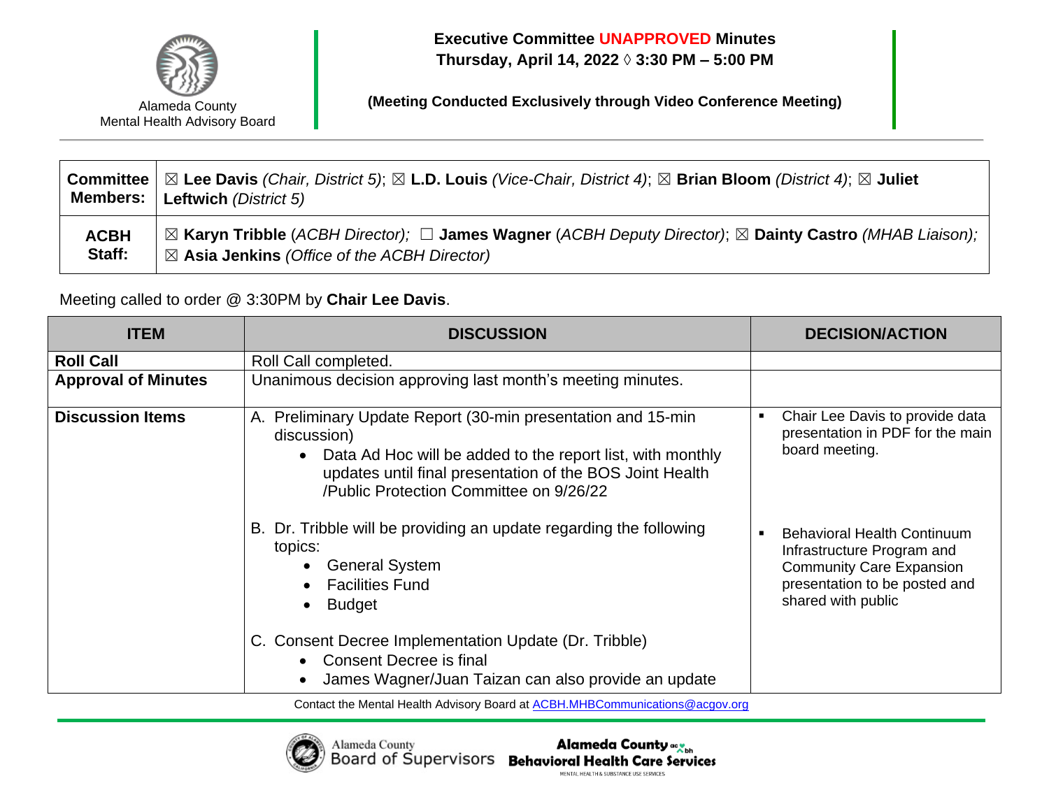Alameda County
Mental Health Advisory Board

# Executive Committee UNAPPROVED Minutes

**Thursday, April 14, 2022 ◊ 3:30 PM – 5:00 PM**

**(Meeting Conducted Exclusively through Video Conference Meeting)**

| | |
|---|---|
| **Committee Members:** | ☒ **Lee Davis** *(Chair, District 5)*; ☒ **L.D. Louis** *(Vice-Chair, District 4)*; ☒ **Brian Bloom** *(District 4)*; ☒ **Juliet Leftwich** *(District 5)* |
| **ACBH Staff:** | ☒ **Karyn Tribble** *(ACBH Director);* ☐ **James Wagner** *(ACBH Deputy Director)*; ☒ **Dainty Castro** *(MHAB Liaison);* ☒ **Asia Jenkins** *(Office of the ACBH Director)* |

Meeting called to order @ 3:30PM by **Chair Lee Davis**.

| ITEM | DISCUSSION | DECISION/ACTION |
|---|---|---|
| **Roll Call** | Roll Call completed. | |
| **Approval of Minutes** | Unanimous decision approving last month's meeting minutes. | |
| **Discussion Items** | A. Preliminary Update Report (30-min presentation and 15-min discussion)<br>• Data Ad Hoc will be added to the report list, with monthly updates until final presentation of the BOS Joint Health /Public Protection Committee on 9/26/22<br><br>B. Dr. Tribble will be providing an update regarding the following topics:<br>• General System<br>• Facilities Fund<br>• Budget<br><br>C. Consent Decree Implementation Update (Dr. Tribble)<br>• Consent Decree is final<br>• James Wagner/Juan Taizan can also provide an update | ▪ Chair Lee Davis to provide data presentation in PDF for the main board meeting.<br><br>▪ Behavioral Health Continuum Infrastructure Program and Community Care Expansion presentation to be posted and shared with public |

Contact the Mental Health Advisory Board at ACBH.MHBCommunications@acgov.org

Alameda County Board of Supervisors
Alameda County Behavioral Health Care Services
MENTAL HEALTH & SUBSTANCE USE SERVICES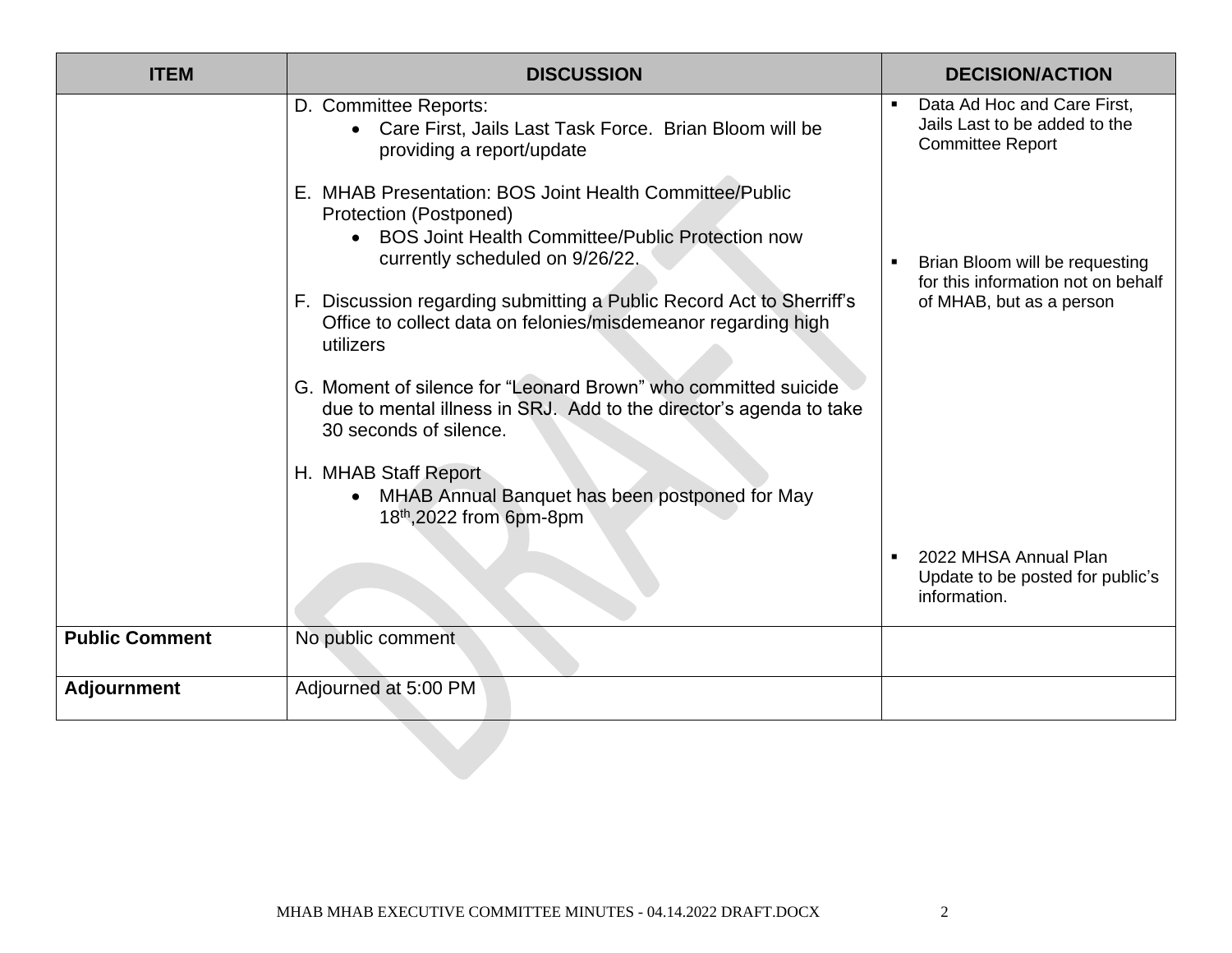| ITEM | DISCUSSION | DECISION/ACTION |
|---|---|---|
| | D. Committee Reports:<br>• Care First, Jails Last Task Force. Brian Bloom will be providing a report/update<br><br>E. MHAB Presentation: BOS Joint Health Committee/Public Protection (Postponed)<br>• BOS Joint Health Committee/Public Protection now currently scheduled on 9/26/22.<br><br>F. Discussion regarding submitting a Public Record Act to Sherriff's Office to collect data on felonies/misdemeanor regarding high utilizers<br><br>G. Moment of silence for "Leonard Brown" who committed suicide due to mental illness in SRJ. Add to the director's agenda to take 30 seconds of silence.<br><br>H. MHAB Staff Report<br>• MHAB Annual Banquet has been postponed for May 18th,2022 from 6pm-8pm | ▪ Data Ad Hoc and Care First, Jails Last to be added to the Committee Report<br><br>▪ Brian Bloom will be requesting for this information not on behalf of MHAB, but as a person<br><br>▪ 2022 MHSA Annual Plan Update to be posted for public's information. |
| **Public Comment** | No public comment | |
| **Adjournment** | Adjourned at 5:00 PM | |